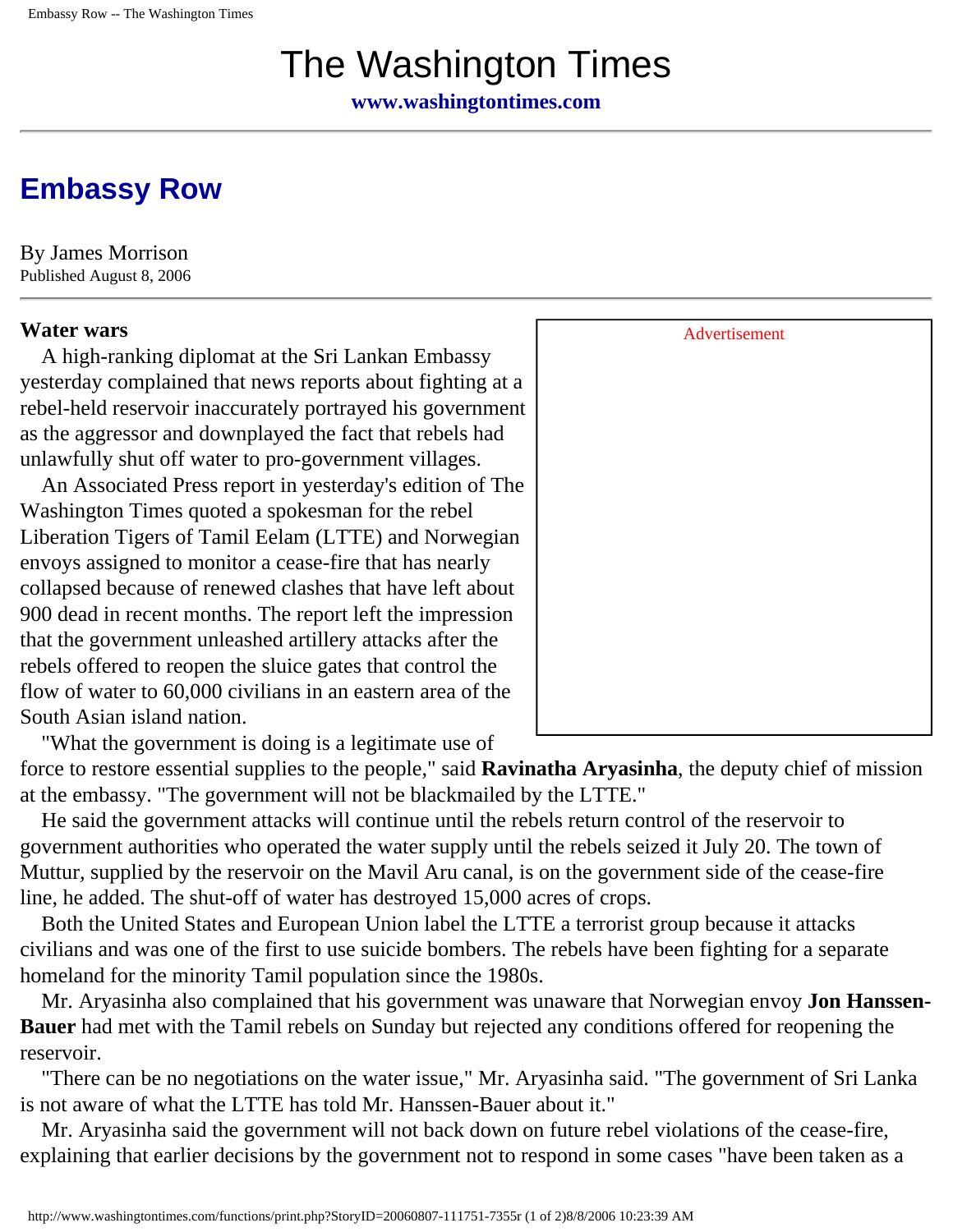# The Washington Times

**www.washingtontimes.com**

## Embassy Row

By James Morrison
Published August 8, 2006

**Water wars**

A high-ranking diplomat at the Sri Lankan Embassy yesterday complained that news reports about fighting at a rebel-held reservoir inaccurately portrayed his government as the aggressor and downplayed the fact that rebels had unlawfully shut off water to pro-government villages.

An Associated Press report in yesterday's edition of The Washington Times quoted a spokesman for the rebel Liberation Tigers of Tamil Eelam (LTTE) and Norwegian envoys assigned to monitor a cease-fire that has nearly collapsed because of renewed clashes that have left about 900 dead in recent months. The report left the impression that the government unleashed artillery attacks after the rebels offered to reopen the sluice gates that control the flow of water to 60,000 civilians in an eastern area of the South Asian island nation.

"What the government is doing is a legitimate use of force to restore essential supplies to the people," said **Ravinatha Aryasinha**, the deputy chief of mission at the embassy. "The government will not be blackmailed by the LTTE."

He said the government attacks will continue until the rebels return control of the reservoir to government authorities who operated the water supply until the rebels seized it July 20. The town of Muttur, supplied by the reservoir on the Mavil Aru canal, is on the government side of the cease-fire line, he added. The shut-off of water has destroyed 15,000 acres of crops.

Both the United States and European Union label the LTTE a terrorist group because it attacks civilians and was one of the first to use suicide bombers. The rebels have been fighting for a separate homeland for the minority Tamil population since the 1980s.

Mr. Aryasinha also complained that his government was unaware that Norwegian envoy **Jon Hanssen-Bauer** had met with the Tamil rebels on Sunday but rejected any conditions offered for reopening the reservoir.

"There can be no negotiations on the water issue," Mr. Aryasinha said. "The government of Sri Lanka is not aware of what the LTTE has told Mr. Hanssen-Bauer about it."

Mr. Aryasinha said the government will not back down on future rebel violations of the cease-fire, explaining that earlier decisions by the government not to respond in some cases "have been taken as a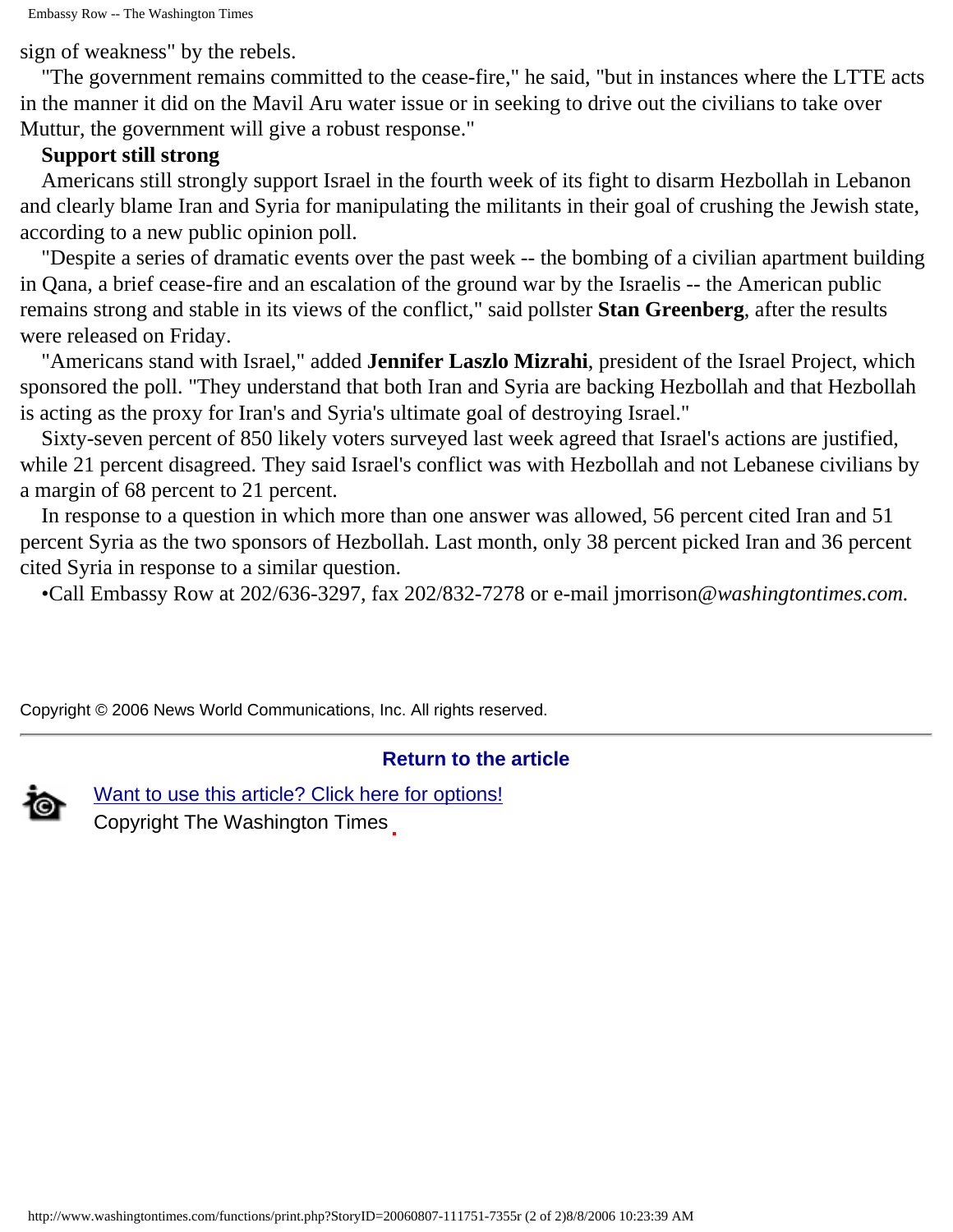sign of weakness" by the rebels.

"The government remains committed to the cease-fire," he said, "but in instances where the LTTE acts in the manner it did on the Mavil Aru water issue or in seeking to drive out the civilians to take over Muttur, the government will give a robust response."

**Support still strong**

Americans still strongly support Israel in the fourth week of its fight to disarm Hezbollah in Lebanon and clearly blame Iran and Syria for manipulating the militants in their goal of crushing the Jewish state, according to a new public opinion poll.

"Despite a series of dramatic events over the past week -- the bombing of a civilian apartment building in Qana, a brief cease-fire and an escalation of the ground war by the Israelis -- the American public remains strong and stable in its views of the conflict," said pollster **Stan Greenberg**, after the results were released on Friday.

"Americans stand with Israel," added **Jennifer Laszlo Mizrahi**, president of the Israel Project, which sponsored the poll. "They understand that both Iran and Syria are backing Hezbollah and that Hezbollah is acting as the proxy for Iran's and Syria's ultimate goal of destroying Israel."

Sixty-seven percent of 850 likely voters surveyed last week agreed that Israel's actions are justified, while 21 percent disagreed. They said Israel's conflict was with Hezbollah and not Lebanese civilians by a margin of 68 percent to 21 percent.

In response to a question in which more than one answer was allowed, 56 percent cited Iran and 51 percent Syria as the two sponsors of Hezbollah. Last month, only 38 percent picked Iran and 36 percent cited Syria in response to a similar question.

•Call Embassy Row at 202/636-3297, fax 202/832-7278 or e-mail jmorrison@*washingtontimes.com.*

Copyright © 2006 News World Communications, Inc. All rights reserved.

---

**Return to the article**

Want to use this article? Click here for options!

Copyright The Washington Times